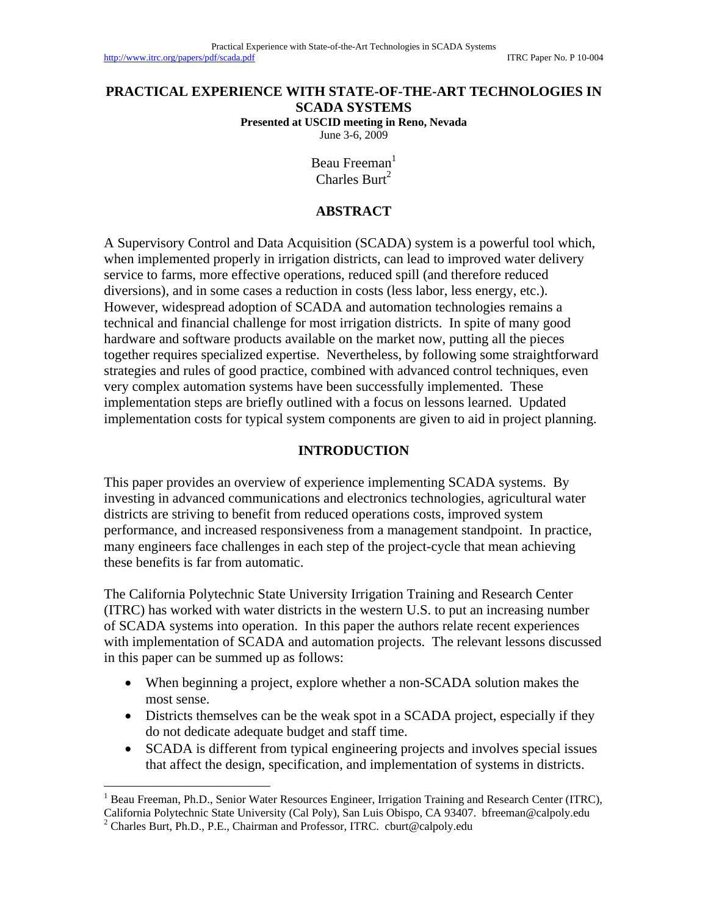# PRACTICAL EXPERIENCE WITH STATE-OF-THE-ART TECHNOLOGIES IN SCADA SYSTEMS

**Presented at USCID meeting in Reno, Nevada**

June 3-6, 2009

Beau Freeman[1]
Charles Burt[2]

## ABSTRACT

A Supervisory Control and Data Acquisition (SCADA) system is a powerful tool which, when implemented properly in irrigation districts, can lead to improved water delivery service to farms, more effective operations, reduced spill (and therefore reduced diversions), and in some cases a reduction in costs (less labor, less energy, etc.). However, widespread adoption of SCADA and automation technologies remains a technical and financial challenge for most irrigation districts. In spite of many good hardware and software products available on the market now, putting all the pieces together requires specialized expertise. Nevertheless, by following some straightforward strategies and rules of good practice, combined with advanced control techniques, even very complex automation systems have been successfully implemented. These implementation steps are briefly outlined with a focus on lessons learned. Updated implementation costs for typical system components are given to aid in project planning.

## INTRODUCTION

This paper provides an overview of experience implementing SCADA systems. By investing in advanced communications and electronics technologies, agricultural water districts are striving to benefit from reduced operations costs, improved system performance, and increased responsiveness from a management standpoint. In practice, many engineers face challenges in each step of the project-cycle that mean achieving these benefits is far from automatic.

The California Polytechnic State University Irrigation Training and Research Center (ITRC) has worked with water districts in the western U.S. to put an increasing number of SCADA systems into operation. In this paper the authors relate recent experiences with implementation of SCADA and automation projects. The relevant lessons discussed in this paper can be summed up as follows:

- When beginning a project, explore whether a non-SCADA solution makes the most sense.
- Districts themselves can be the weak spot in a SCADA project, especially if they do not dedicate adequate budget and staff time.
- SCADA is different from typical engineering projects and involves special issues that affect the design, specification, and implementation of systems in districts.

[1] Beau Freeman, Ph.D., Senior Water Resources Engineer, Irrigation Training and Research Center (ITRC), California Polytechnic State University (Cal Poly), San Luis Obispo, CA 93407. bfreeman@calpoly.edu

[2] Charles Burt, Ph.D., P.E., Chairman and Professor, ITRC. cburt@calpoly.edu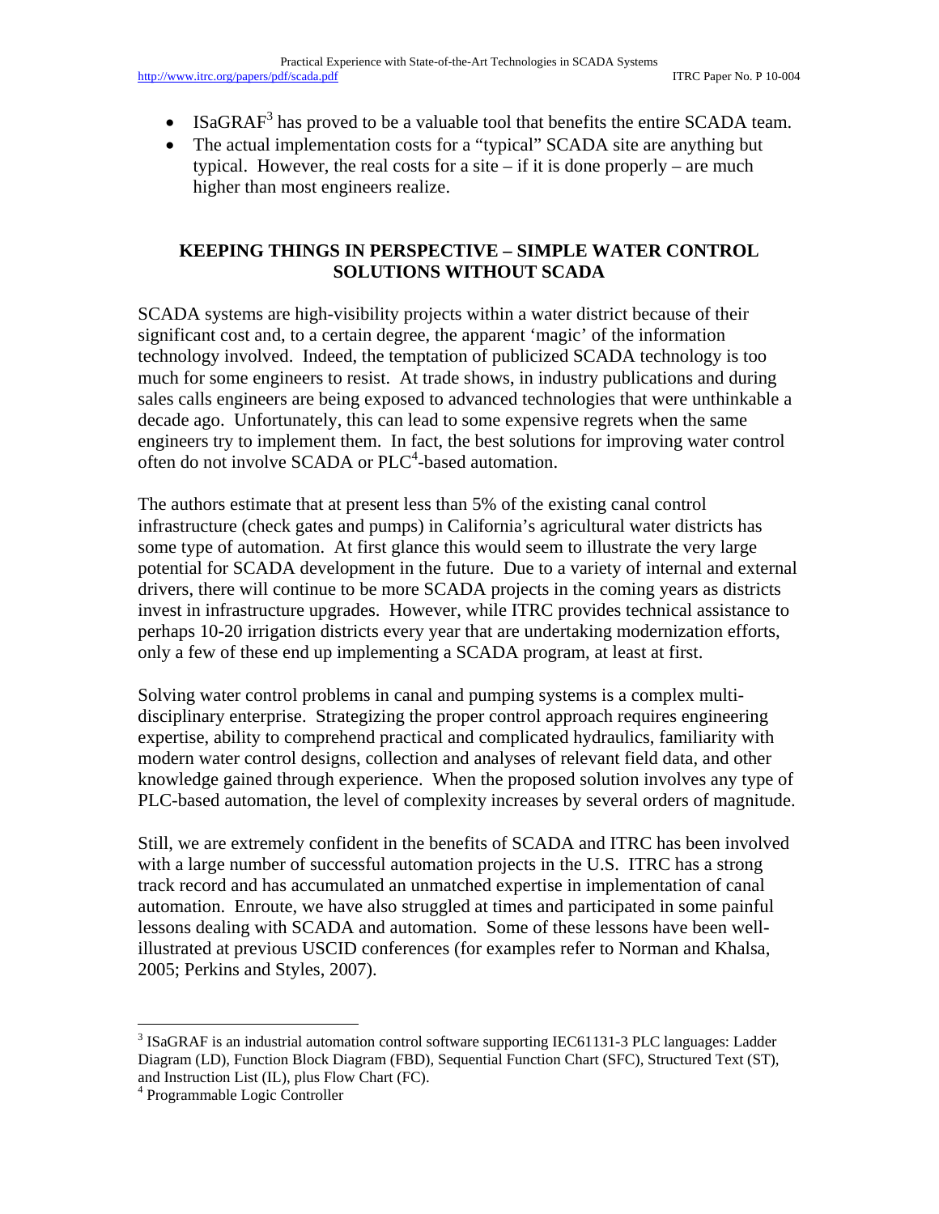- ISaGRAF[3] has proved to be a valuable tool that benefits the entire SCADA team.
- The actual implementation costs for a "typical" SCADA site are anything but typical. However, the real costs for a site – if it is done properly – are much higher than most engineers realize.

## KEEPING THINGS IN PERSPECTIVE – SIMPLE WATER CONTROL SOLUTIONS WITHOUT SCADA

SCADA systems are high-visibility projects within a water district because of their significant cost and, to a certain degree, the apparent 'magic' of the information technology involved. Indeed, the temptation of publicized SCADA technology is too much for some engineers to resist. At trade shows, in industry publications and during sales calls engineers are being exposed to advanced technologies that were unthinkable a decade ago. Unfortunately, this can lead to some expensive regrets when the same engineers try to implement them. In fact, the best solutions for improving water control often do not involve SCADA or PLC[4]-based automation.

The authors estimate that at present less than 5% of the existing canal control infrastructure (check gates and pumps) in California's agricultural water districts has some type of automation. At first glance this would seem to illustrate the very large potential for SCADA development in the future. Due to a variety of internal and external drivers, there will continue to be more SCADA projects in the coming years as districts invest in infrastructure upgrades. However, while ITRC provides technical assistance to perhaps 10-20 irrigation districts every year that are undertaking modernization efforts, only a few of these end up implementing a SCADA program, at least at first.

Solving water control problems in canal and pumping systems is a complex multi-disciplinary enterprise. Strategizing the proper control approach requires engineering expertise, ability to comprehend practical and complicated hydraulics, familiarity with modern water control designs, collection and analyses of relevant field data, and other knowledge gained through experience. When the proposed solution involves any type of PLC-based automation, the level of complexity increases by several orders of magnitude.

Still, we are extremely confident in the benefits of SCADA and ITRC has been involved with a large number of successful automation projects in the U.S. ITRC has a strong track record and has accumulated an unmatched expertise in implementation of canal automation. Enroute, we have also struggled at times and participated in some painful lessons dealing with SCADA and automation. Some of these lessons have been well-illustrated at previous USCID conferences (for examples refer to Norman and Khalsa, 2005; Perkins and Styles, 2007).

---

[3] ISaGRAF is an industrial automation control software supporting IEC61131-3 PLC languages: Ladder Diagram (LD), Function Block Diagram (FBD), Sequential Function Chart (SFC), Structured Text (ST), and Instruction List (IL), plus Flow Chart (FC).

[4] Programmable Logic Controller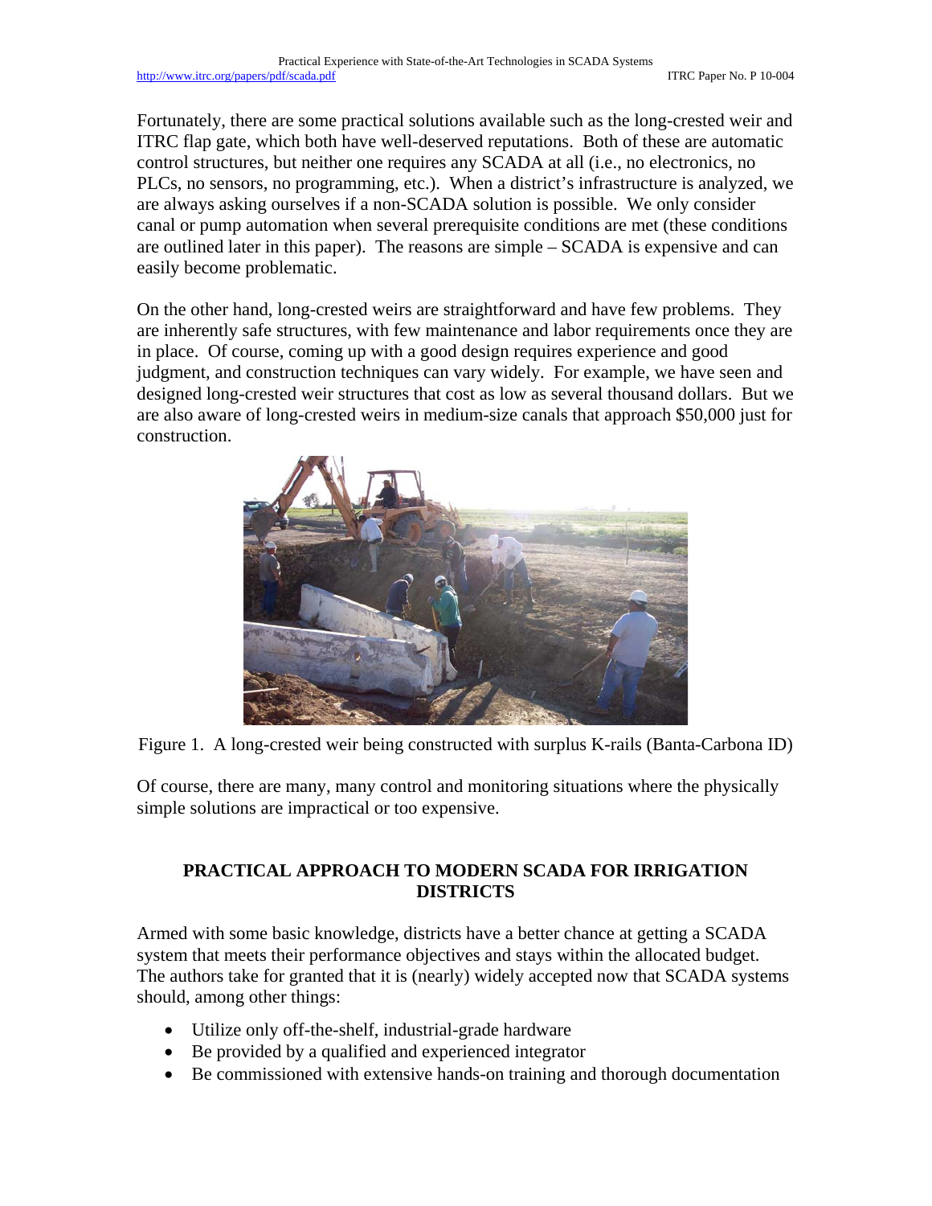Fortunately, there are some practical solutions available such as the long-crested weir and ITRC flap gate, which both have well-deserved reputations. Both of these are automatic control structures, but neither one requires any SCADA at all (i.e., no electronics, no PLCs, no sensors, no programming, etc.). When a district's infrastructure is analyzed, we are always asking ourselves if a non-SCADA solution is possible. We only consider canal or pump automation when several prerequisite conditions are met (these conditions are outlined later in this paper). The reasons are simple – SCADA is expensive and can easily become problematic.

On the other hand, long-crested weirs are straightforward and have few problems. They are inherently safe structures, with few maintenance and labor requirements once they are in place. Of course, coming up with a good design requires experience and good judgment, and construction techniques can vary widely. For example, we have seen and designed long-crested weir structures that cost as low as several thousand dollars. But we are also aware of long-crested weirs in medium-size canals that approach $50,000 just for construction.

Figure 1. A long-crested weir being constructed with surplus K-rails (Banta-Carbona ID)

Of course, there are many, many control and monitoring situations where the physically simple solutions are impractical or too expensive.

## PRACTICAL APPROACH TO MODERN SCADA FOR IRRIGATION DISTRICTS

Armed with some basic knowledge, districts have a better chance at getting a SCADA system that meets their performance objectives and stays within the allocated budget. The authors take for granted that it is (nearly) widely accepted now that SCADA systems should, among other things:

- Utilize only off-the-shelf, industrial-grade hardware
- Be provided by a qualified and experienced integrator
- Be commissioned with extensive hands-on training and thorough documentation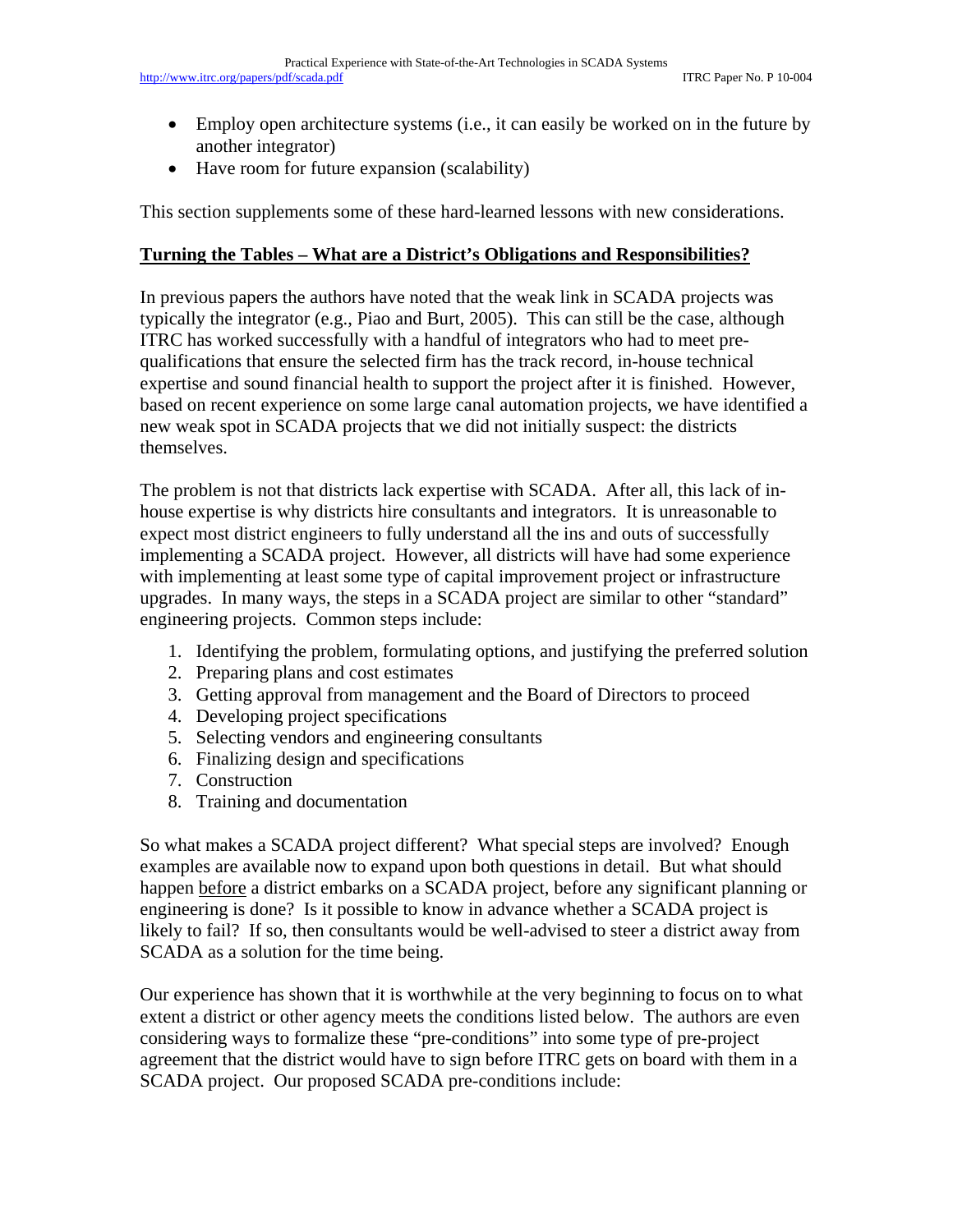- Employ open architecture systems (i.e., it can easily be worked on in the future by another integrator)
- Have room for future expansion (scalability)

This section supplements some of these hard-learned lessons with new considerations.

## Turning the Tables – What are a District's Obligations and Responsibilities?

In previous papers the authors have noted that the weak link in SCADA projects was typically the integrator (e.g., Piao and Burt, 2005). This can still be the case, although ITRC has worked successfully with a handful of integrators who had to meet pre-qualifications that ensure the selected firm has the track record, in-house technical expertise and sound financial health to support the project after it is finished. However, based on recent experience on some large canal automation projects, we have identified a new weak spot in SCADA projects that we did not initially suspect: the districts themselves.

The problem is not that districts lack expertise with SCADA. After all, this lack of in-house expertise is why districts hire consultants and integrators. It is unreasonable to expect most district engineers to fully understand all the ins and outs of successfully implementing a SCADA project. However, all districts will have had some experience with implementing at least some type of capital improvement project or infrastructure upgrades. In many ways, the steps in a SCADA project are similar to other "standard" engineering projects. Common steps include:

1. Identifying the problem, formulating options, and justifying the preferred solution
2. Preparing plans and cost estimates
3. Getting approval from management and the Board of Directors to proceed
4. Developing project specifications
5. Selecting vendors and engineering consultants
6. Finalizing design and specifications
7. Construction
8. Training and documentation

So what makes a SCADA project different? What special steps are involved? Enough examples are available now to expand upon both questions in detail. But what should happen before a district embarks on a SCADA project, before any significant planning or engineering is done? Is it possible to know in advance whether a SCADA project is likely to fail? If so, then consultants would be well-advised to steer a district away from SCADA as a solution for the time being.

Our experience has shown that it is worthwhile at the very beginning to focus on to what extent a district or other agency meets the conditions listed below. The authors are even considering ways to formalize these "pre-conditions" into some type of pre-project agreement that the district would have to sign before ITRC gets on board with them in a SCADA project. Our proposed SCADA pre-conditions include: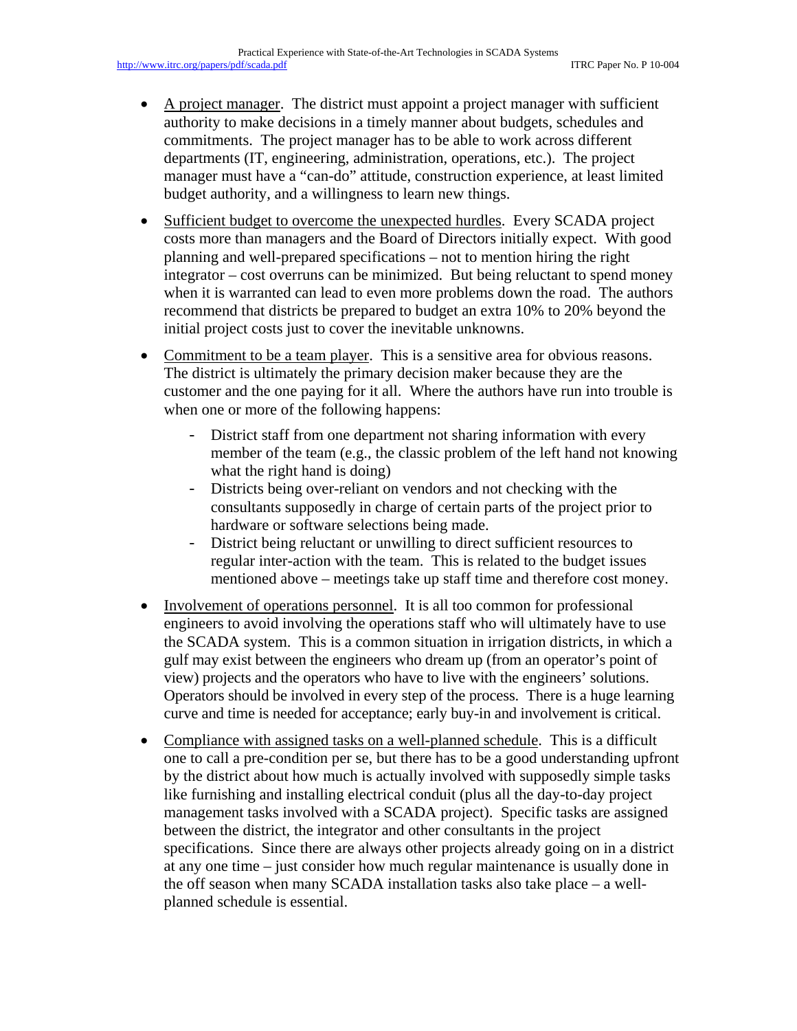- A project manager. The district must appoint a project manager with sufficient authority to make decisions in a timely manner about budgets, schedules and commitments. The project manager has to be able to work across different departments (IT, engineering, administration, operations, etc.). The project manager must have a "can-do" attitude, construction experience, at least limited budget authority, and a willingness to learn new things.

- Sufficient budget to overcome the unexpected hurdles. Every SCADA project costs more than managers and the Board of Directors initially expect. With good planning and well-prepared specifications – not to mention hiring the right integrator – cost overruns can be minimized. But being reluctant to spend money when it is warranted can lead to even more problems down the road. The authors recommend that districts be prepared to budget an extra 10% to 20% beyond the initial project costs just to cover the inevitable unknowns.

- Commitment to be a team player. This is a sensitive area for obvious reasons. The district is ultimately the primary decision maker because they are the customer and the one paying for it all. Where the authors have run into trouble is when one or more of the following happens:
  - District staff from one department not sharing information with every member of the team (e.g., the classic problem of the left hand not knowing what the right hand is doing)
  - Districts being over-reliant on vendors and not checking with the consultants supposedly in charge of certain parts of the project prior to hardware or software selections being made.
  - District being reluctant or unwilling to direct sufficient resources to regular inter-action with the team. This is related to the budget issues mentioned above – meetings take up staff time and therefore cost money.

- Involvement of operations personnel. It is all too common for professional engineers to avoid involving the operations staff who will ultimately have to use the SCADA system. This is a common situation in irrigation districts, in which a gulf may exist between the engineers who dream up (from an operator's point of view) projects and the operators who have to live with the engineers' solutions. Operators should be involved in every step of the process. There is a huge learning curve and time is needed for acceptance; early buy-in and involvement is critical.

- Compliance with assigned tasks on a well-planned schedule. This is a difficult one to call a pre-condition per se, but there has to be a good understanding upfront by the district about how much is actually involved with supposedly simple tasks like furnishing and installing electrical conduit (plus all the day-to-day project management tasks involved with a SCADA project). Specific tasks are assigned between the district, the integrator and other consultants in the project specifications. Since there are always other projects already going on in a district at any one time – just consider how much regular maintenance is usually done in the off season when many SCADA installation tasks also take place – a well-planned schedule is essential.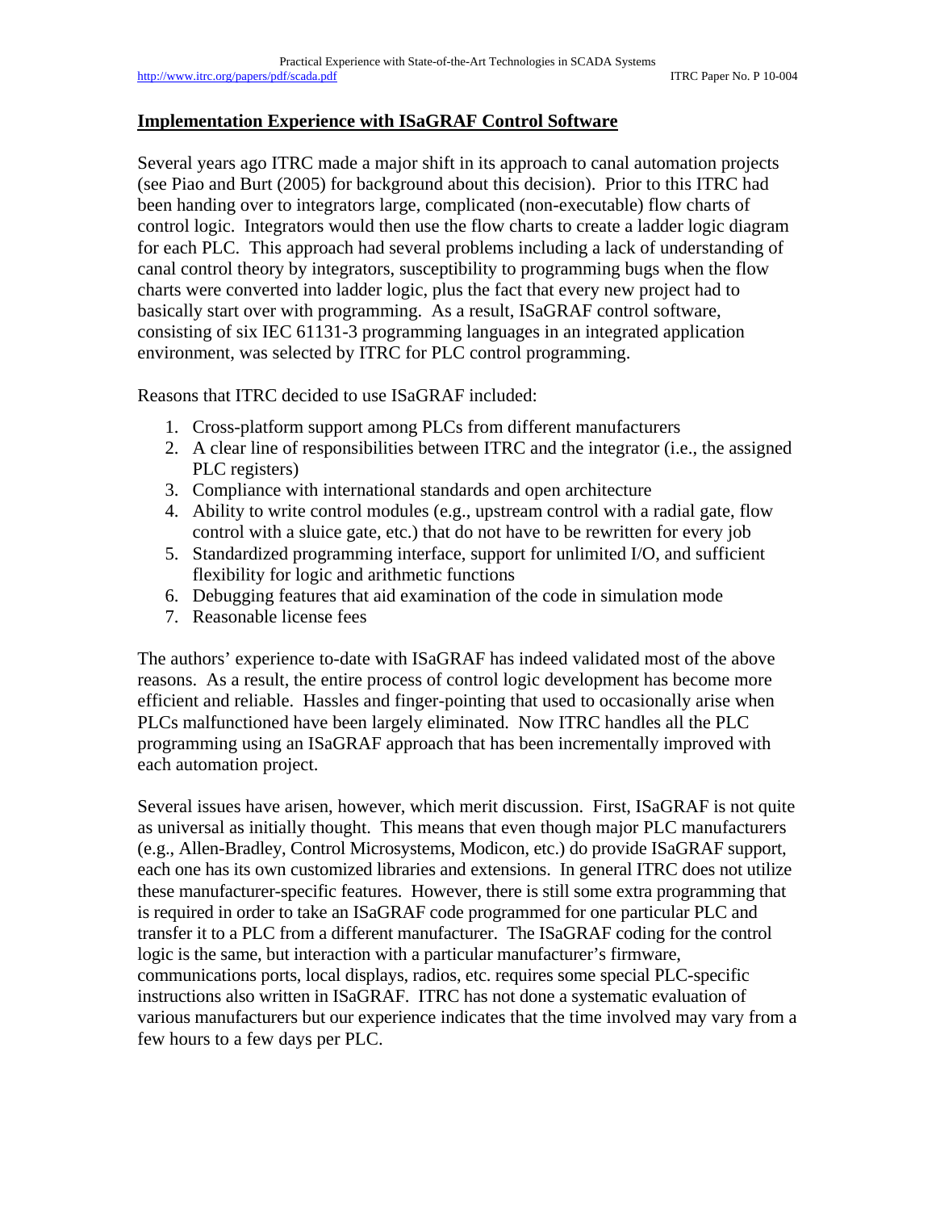## Implementation Experience with ISaGRAF Control Software

Several years ago ITRC made a major shift in its approach to canal automation projects (see Piao and Burt (2005) for background about this decision). Prior to this ITRC had been handing over to integrators large, complicated (non-executable) flow charts of control logic. Integrators would then use the flow charts to create a ladder logic diagram for each PLC. This approach had several problems including a lack of understanding of canal control theory by integrators, susceptibility to programming bugs when the flow charts were converted into ladder logic, plus the fact that every new project had to basically start over with programming. As a result, ISaGRAF control software, consisting of six IEC 61131-3 programming languages in an integrated application environment, was selected by ITRC for PLC control programming.

Reasons that ITRC decided to use ISaGRAF included:

1. Cross-platform support among PLCs from different manufacturers
2. A clear line of responsibilities between ITRC and the integrator (i.e., the assigned PLC registers)
3. Compliance with international standards and open architecture
4. Ability to write control modules (e.g., upstream control with a radial gate, flow control with a sluice gate, etc.) that do not have to be rewritten for every job
5. Standardized programming interface, support for unlimited I/O, and sufficient flexibility for logic and arithmetic functions
6. Debugging features that aid examination of the code in simulation mode
7. Reasonable license fees

The authors' experience to-date with ISaGRAF has indeed validated most of the above reasons. As a result, the entire process of control logic development has become more efficient and reliable. Hassles and finger-pointing that used to occasionally arise when PLCs malfunctioned have been largely eliminated. Now ITRC handles all the PLC programming using an ISaGRAF approach that has been incrementally improved with each automation project.

Several issues have arisen, however, which merit discussion. First, ISaGRAF is not quite as universal as initially thought. This means that even though major PLC manufacturers (e.g., Allen-Bradley, Control Microsystems, Modicon, etc.) do provide ISaGRAF support, each one has its own customized libraries and extensions. In general ITRC does not utilize these manufacturer-specific features. However, there is still some extra programming that is required in order to take an ISaGRAF code programmed for one particular PLC and transfer it to a PLC from a different manufacturer. The ISaGRAF coding for the control logic is the same, but interaction with a particular manufacturer's firmware, communications ports, local displays, radios, etc. requires some special PLC-specific instructions also written in ISaGRAF. ITRC has not done a systematic evaluation of various manufacturers but our experience indicates that the time involved may vary from a few hours to a few days per PLC.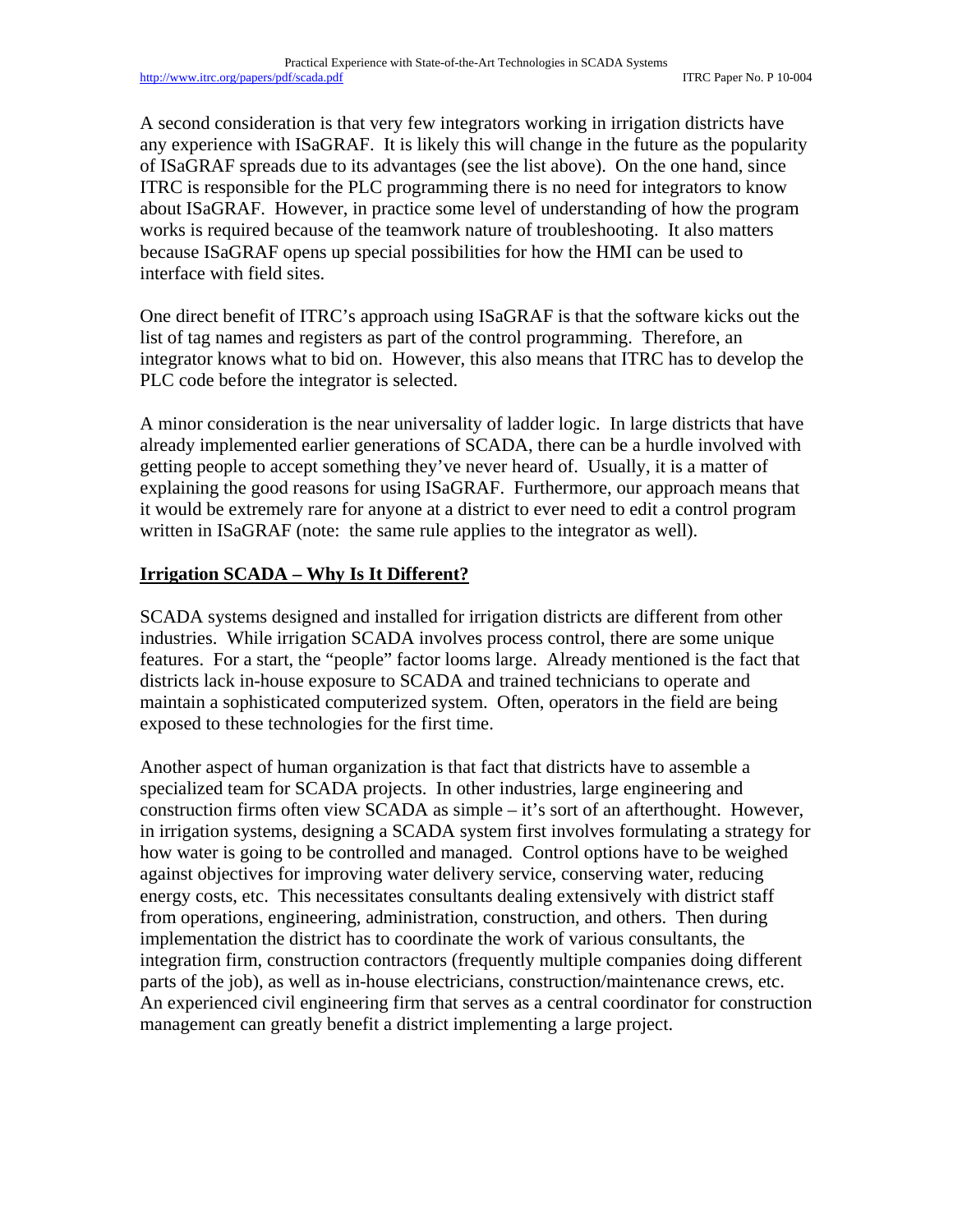A second consideration is that very few integrators working in irrigation districts have any experience with ISaGRAF. It is likely this will change in the future as the popularity of ISaGRAF spreads due to its advantages (see the list above). On the one hand, since ITRC is responsible for the PLC programming there is no need for integrators to know about ISaGRAF. However, in practice some level of understanding of how the program works is required because of the teamwork nature of troubleshooting. It also matters because ISaGRAF opens up special possibilities for how the HMI can be used to interface with field sites.

One direct benefit of ITRC's approach using ISaGRAF is that the software kicks out the list of tag names and registers as part of the control programming. Therefore, an integrator knows what to bid on. However, this also means that ITRC has to develop the PLC code before the integrator is selected.

A minor consideration is the near universality of ladder logic. In large districts that have already implemented earlier generations of SCADA, there can be a hurdle involved with getting people to accept something they've never heard of. Usually, it is a matter of explaining the good reasons for using ISaGRAF. Furthermore, our approach means that it would be extremely rare for anyone at a district to ever need to edit a control program written in ISaGRAF (note: the same rule applies to the integrator as well).

## Irrigation SCADA – Why Is It Different?

SCADA systems designed and installed for irrigation districts are different from other industries. While irrigation SCADA involves process control, there are some unique features. For a start, the "people" factor looms large. Already mentioned is the fact that districts lack in-house exposure to SCADA and trained technicians to operate and maintain a sophisticated computerized system. Often, operators in the field are being exposed to these technologies for the first time.

Another aspect of human organization is that fact that districts have to assemble a specialized team for SCADA projects. In other industries, large engineering and construction firms often view SCADA as simple – it's sort of an afterthought. However, in irrigation systems, designing a SCADA system first involves formulating a strategy for how water is going to be controlled and managed. Control options have to be weighed against objectives for improving water delivery service, conserving water, reducing energy costs, etc. This necessitates consultants dealing extensively with district staff from operations, engineering, administration, construction, and others. Then during implementation the district has to coordinate the work of various consultants, the integration firm, construction contractors (frequently multiple companies doing different parts of the job), as well as in-house electricians, construction/maintenance crews, etc. An experienced civil engineering firm that serves as a central coordinator for construction management can greatly benefit a district implementing a large project.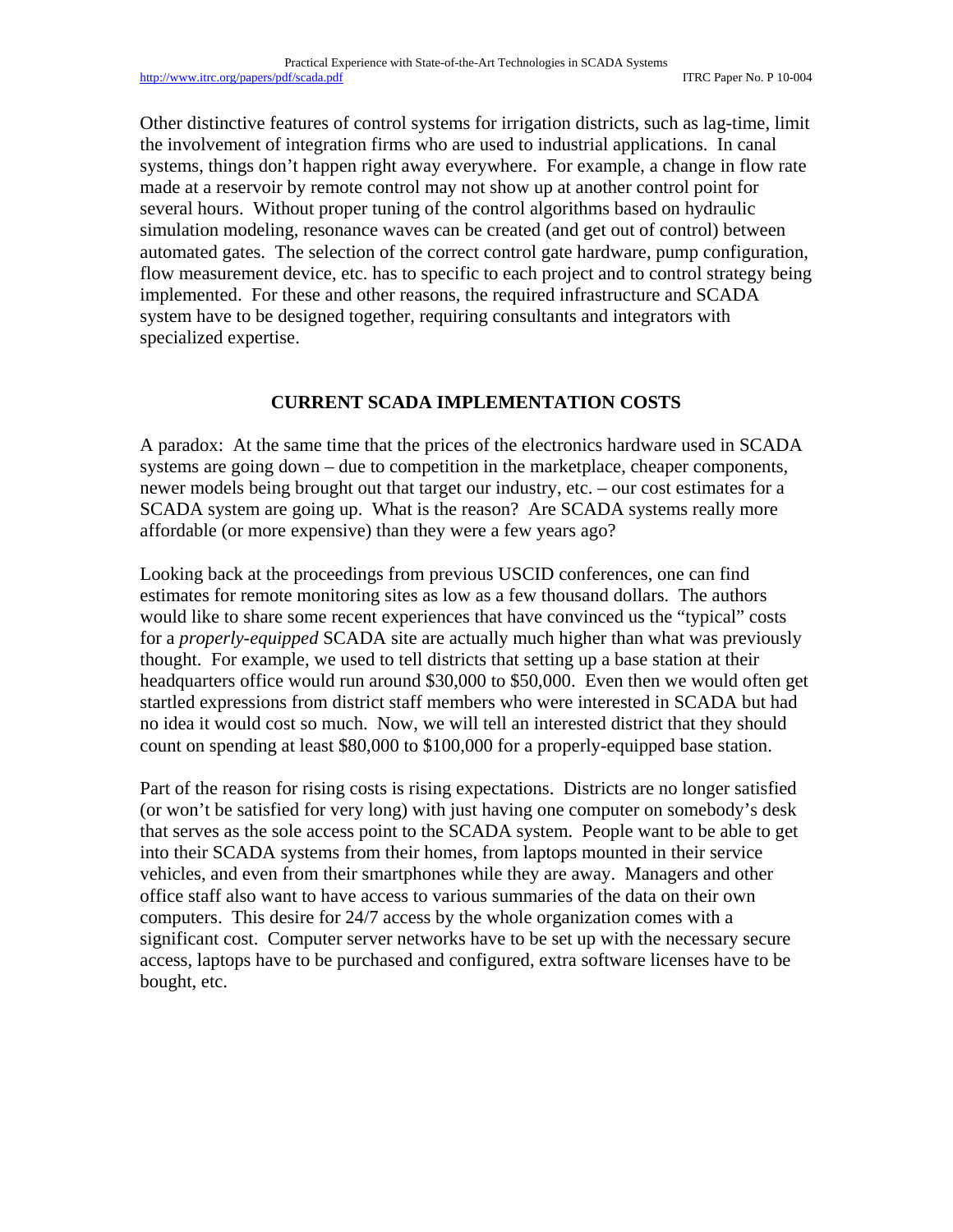Other distinctive features of control systems for irrigation districts, such as lag-time, limit the involvement of integration firms who are used to industrial applications. In canal systems, things don't happen right away everywhere. For example, a change in flow rate made at a reservoir by remote control may not show up at another control point for several hours. Without proper tuning of the control algorithms based on hydraulic simulation modeling, resonance waves can be created (and get out of control) between automated gates. The selection of the correct control gate hardware, pump configuration, flow measurement device, etc. has to specific to each project and to control strategy being implemented. For these and other reasons, the required infrastructure and SCADA system have to be designed together, requiring consultants and integrators with specialized expertise.

## CURRENT SCADA IMPLEMENTATION COSTS

A paradox: At the same time that the prices of the electronics hardware used in SCADA systems are going down – due to competition in the marketplace, cheaper components, newer models being brought out that target our industry, etc. – our cost estimates for a SCADA system are going up. What is the reason? Are SCADA systems really more affordable (or more expensive) than they were a few years ago?

Looking back at the proceedings from previous USCID conferences, one can find estimates for remote monitoring sites as low as a few thousand dollars. The authors would like to share some recent experiences that have convinced us the "typical" costs for a *properly-equipped* SCADA site are actually much higher than what was previously thought. For example, we used to tell districts that setting up a base station at their headquarters office would run around $30,000 to $50,000. Even then we would often get startled expressions from district staff members who were interested in SCADA but had no idea it would cost so much. Now, we will tell an interested district that they should count on spending at least $80,000 to $100,000 for a properly-equipped base station.

Part of the reason for rising costs is rising expectations. Districts are no longer satisfied (or won't be satisfied for very long) with just having one computer on somebody's desk that serves as the sole access point to the SCADA system. People want to be able to get into their SCADA systems from their homes, from laptops mounted in their service vehicles, and even from their smartphones while they are away. Managers and other office staff also want to have access to various summaries of the data on their own computers. This desire for 24/7 access by the whole organization comes with a significant cost. Computer server networks have to be set up with the necessary secure access, laptops have to be purchased and configured, extra software licenses have to be bought, etc.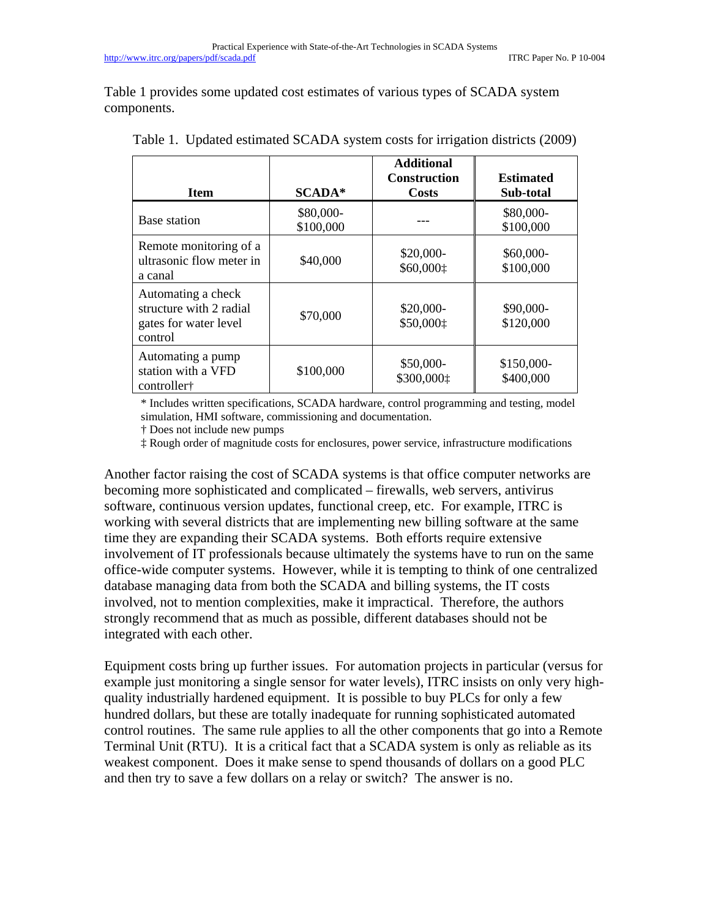Table 1 provides some updated cost estimates of various types of SCADA system components.

Table 1. Updated estimated SCADA system costs for irrigation districts (2009)

| Item | SCADA* | Additional Construction Costs | Estimated Sub-total |
|---|---|---|---|
| Base station | $80,000-$100,000 | --- | $80,000-$100,000 |
| Remote monitoring of a ultrasonic flow meter in a canal | $40,000 | $20,000-$60,000‡ | $60,000-$100,000 |
| Automating a check structure with 2 radial gates for water level control | $70,000 | $20,000-$50,000‡ | $90,000-$120,000 |
| Automating a pump station with a VFD controller† | $100,000 | $50,000-$300,000‡ | $150,000-$400,000 |

* Includes written specifications, SCADA hardware, control programming and testing, model simulation, HMI software, commissioning and documentation.
† Does not include new pumps
‡ Rough order of magnitude costs for enclosures, power service, infrastructure modifications

Another factor raising the cost of SCADA systems is that office computer networks are becoming more sophisticated and complicated – firewalls, web servers, antivirus software, continuous version updates, functional creep, etc. For example, ITRC is working with several districts that are implementing new billing software at the same time they are expanding their SCADA systems. Both efforts require extensive involvement of IT professionals because ultimately the systems have to run on the same office-wide computer systems. However, while it is tempting to think of one centralized database managing data from both the SCADA and billing systems, the IT costs involved, not to mention complexities, make it impractical. Therefore, the authors strongly recommend that as much as possible, different databases should not be integrated with each other.

Equipment costs bring up further issues. For automation projects in particular (versus for example just monitoring a single sensor for water levels), ITRC insists on only very high-quality industrially hardened equipment. It is possible to buy PLCs for only a few hundred dollars, but these are totally inadequate for running sophisticated automated control routines. The same rule applies to all the other components that go into a Remote Terminal Unit (RTU). It is a critical fact that a SCADA system is only as reliable as its weakest component. Does it make sense to spend thousands of dollars on a good PLC and then try to save a few dollars on a relay or switch? The answer is no.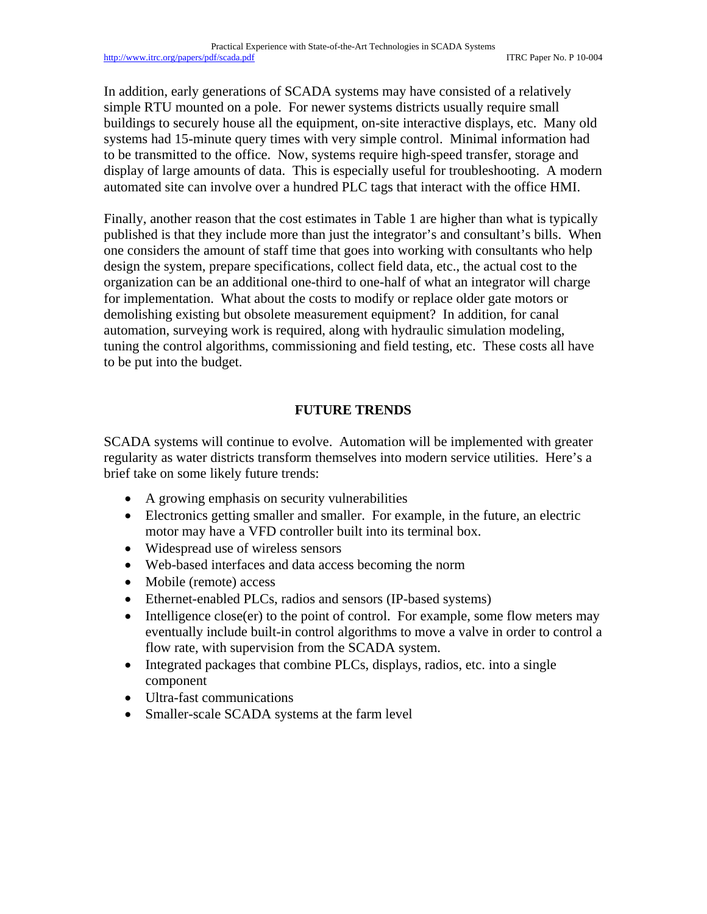In addition, early generations of SCADA systems may have consisted of a relatively simple RTU mounted on a pole. For newer systems districts usually require small buildings to securely house all the equipment, on-site interactive displays, etc. Many old systems had 15-minute query times with very simple control. Minimal information had to be transmitted to the office. Now, systems require high-speed transfer, storage and display of large amounts of data. This is especially useful for troubleshooting. A modern automated site can involve over a hundred PLC tags that interact with the office HMI.

Finally, another reason that the cost estimates in Table 1 are higher than what is typically published is that they include more than just the integrator's and consultant's bills. When one considers the amount of staff time that goes into working with consultants who help design the system, prepare specifications, collect field data, etc., the actual cost to the organization can be an additional one-third to one-half of what an integrator will charge for implementation. What about the costs to modify or replace older gate motors or demolishing existing but obsolete measurement equipment? In addition, for canal automation, surveying work is required, along with hydraulic simulation modeling, tuning the control algorithms, commissioning and field testing, etc. These costs all have to be put into the budget.

## FUTURE TRENDS

SCADA systems will continue to evolve. Automation will be implemented with greater regularity as water districts transform themselves into modern service utilities. Here's a brief take on some likely future trends:

- A growing emphasis on security vulnerabilities
- Electronics getting smaller and smaller. For example, in the future, an electric motor may have a VFD controller built into its terminal box.
- Widespread use of wireless sensors
- Web-based interfaces and data access becoming the norm
- Mobile (remote) access
- Ethernet-enabled PLCs, radios and sensors (IP-based systems)
- Intelligence close(er) to the point of control. For example, some flow meters may eventually include built-in control algorithms to move a valve in order to control a flow rate, with supervision from the SCADA system.
- Integrated packages that combine PLCs, displays, radios, etc. into a single component
- Ultra-fast communications
- Smaller-scale SCADA systems at the farm level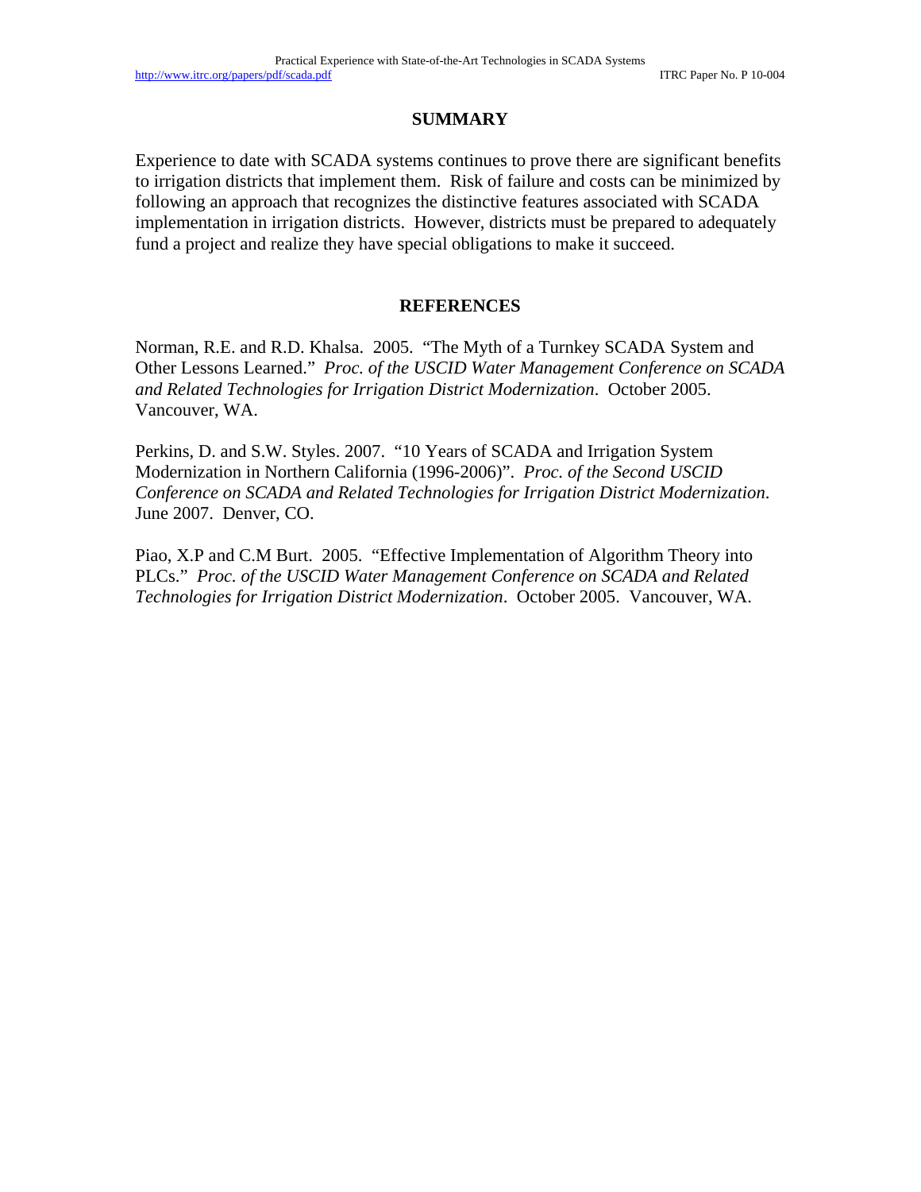## SUMMARY

Experience to date with SCADA systems continues to prove there are significant benefits to irrigation districts that implement them. Risk of failure and costs can be minimized by following an approach that recognizes the distinctive features associated with SCADA implementation in irrigation districts. However, districts must be prepared to adequately fund a project and realize they have special obligations to make it succeed.

## REFERENCES

Norman, R.E. and R.D. Khalsa. 2005. "The Myth of a Turnkey SCADA System and Other Lessons Learned." *Proc. of the USCID Water Management Conference on SCADA and Related Technologies for Irrigation District Modernization*. October 2005. Vancouver, WA.

Perkins, D. and S.W. Styles. 2007. "10 Years of SCADA and Irrigation System Modernization in Northern California (1996-2006)". *Proc. of the Second USCID Conference on SCADA and Related Technologies for Irrigation District Modernization*. June 2007. Denver, CO.

Piao, X.P and C.M Burt. 2005. "Effective Implementation of Algorithm Theory into PLCs." *Proc. of the USCID Water Management Conference on SCADA and Related Technologies for Irrigation District Modernization*. October 2005. Vancouver, WA.